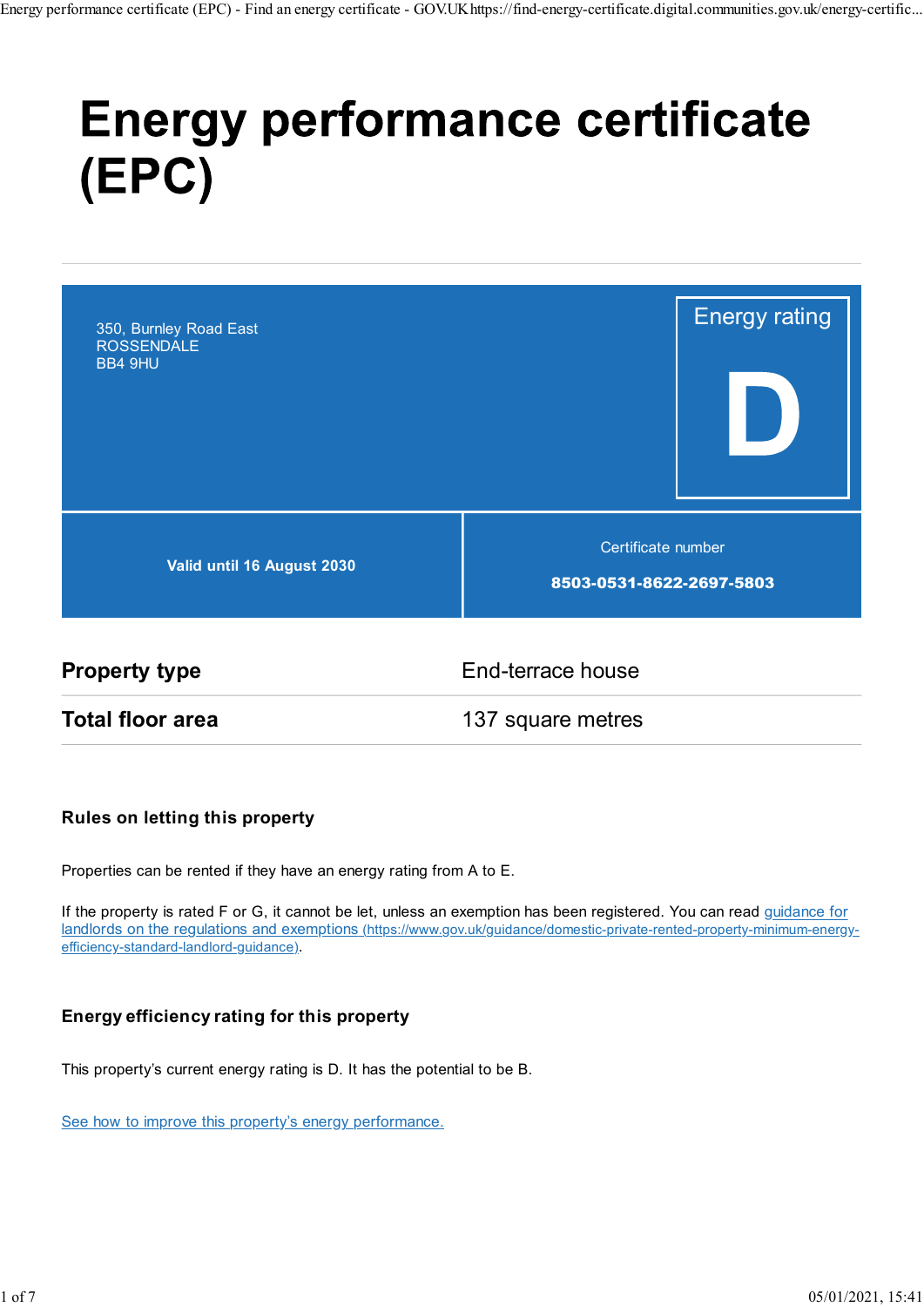# Energy performance certificate (EPC)

350, Burnley Road East
ROSSENDALE
BB4 9HU

Energy rating

**D**

**Valid until 16 August 2030**

Certificate number

**8503-0531-8622-2697-5803**

| | |
|---|---|
| **Property type** | End-terrace house |
| **Total floor area** | 137 square metres |

### Rules on letting this property

Properties can be rented if they have an energy rating from A to E.

If the property is rated F or G, it cannot be let, unless an exemption has been registered. You can read guidance for landlords on the regulations and exemptions (https://www.gov.uk/guidance/domestic-private-rented-property-minimum-energy-efficiency-standard-landlord-guidance).

### Energy efficiency rating for this property

This property's current energy rating is D. It has the potential to be B.

See how to improve this property's energy performance.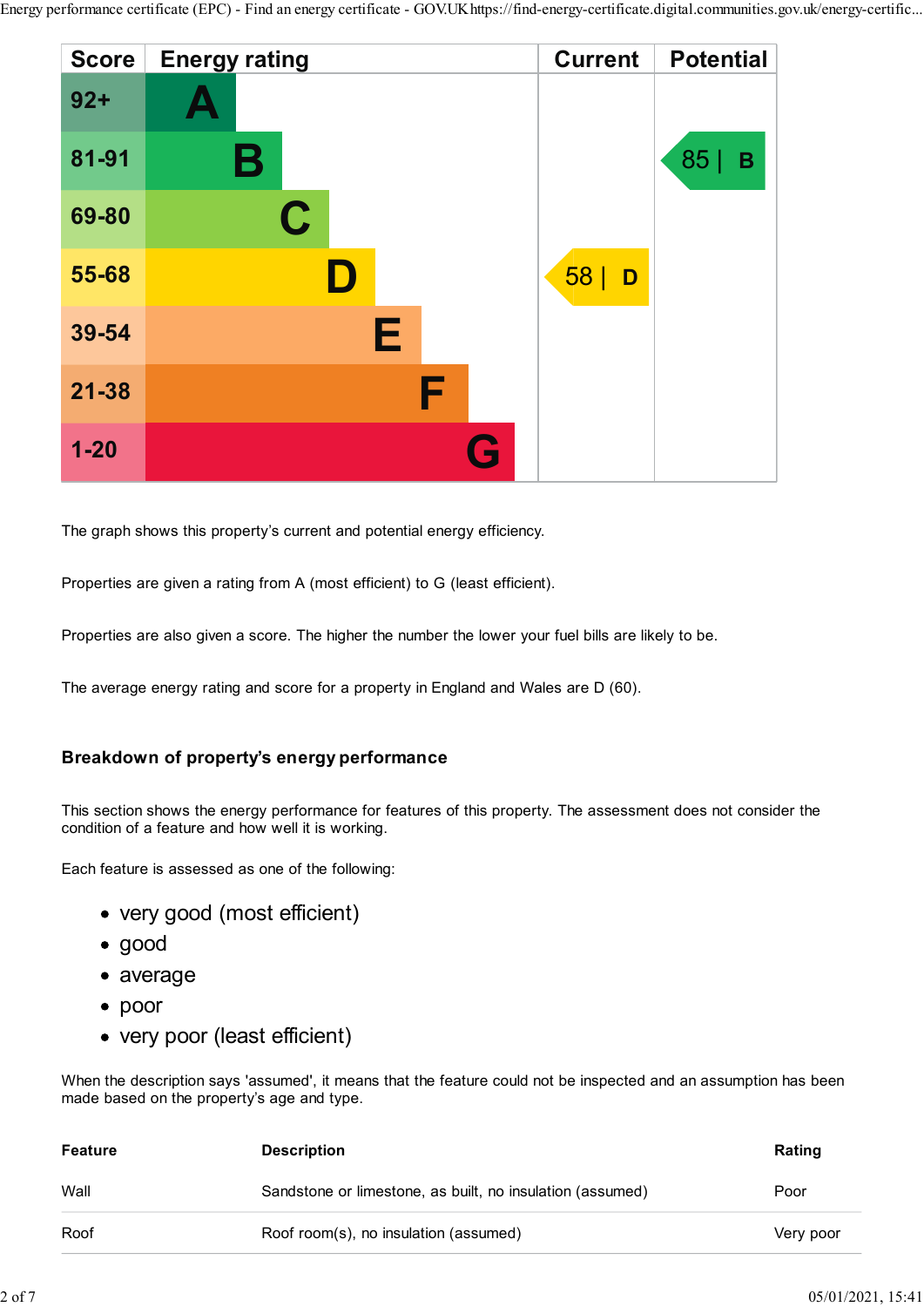| Score | Energy rating | Current | Potential |
|---|---|---|---|
| 92+ | A | | |
| 81-91 | B | | 85 \| B |
| 69-80 | C | | |
| 55-68 | D | 58 \| D | |
| 39-54 | E | | |
| 21-38 | F | | |
| 1-20 | G | | |

The graph shows this property's current and potential energy efficiency.

Properties are given a rating from A (most efficient) to G (least efficient).

Properties are also given a score. The higher the number the lower your fuel bills are likely to be.

The average energy rating and score for a property in England and Wales are D (60).

### Breakdown of property's energy performance

This section shows the energy performance for features of this property. The assessment does not consider the condition of a feature and how well it is working.

Each feature is assessed as one of the following:

- very good (most efficient)
- good
- average
- poor
- very poor (least efficient)

When the description says 'assumed', it means that the feature could not be inspected and an assumption has been made based on the property's age and type.

| Feature | Description | Rating |
|---|---|---|
| Wall | Sandstone or limestone, as built, no insulation (assumed) | Poor |
| Roof | Roof room(s), no insulation (assumed) | Very poor |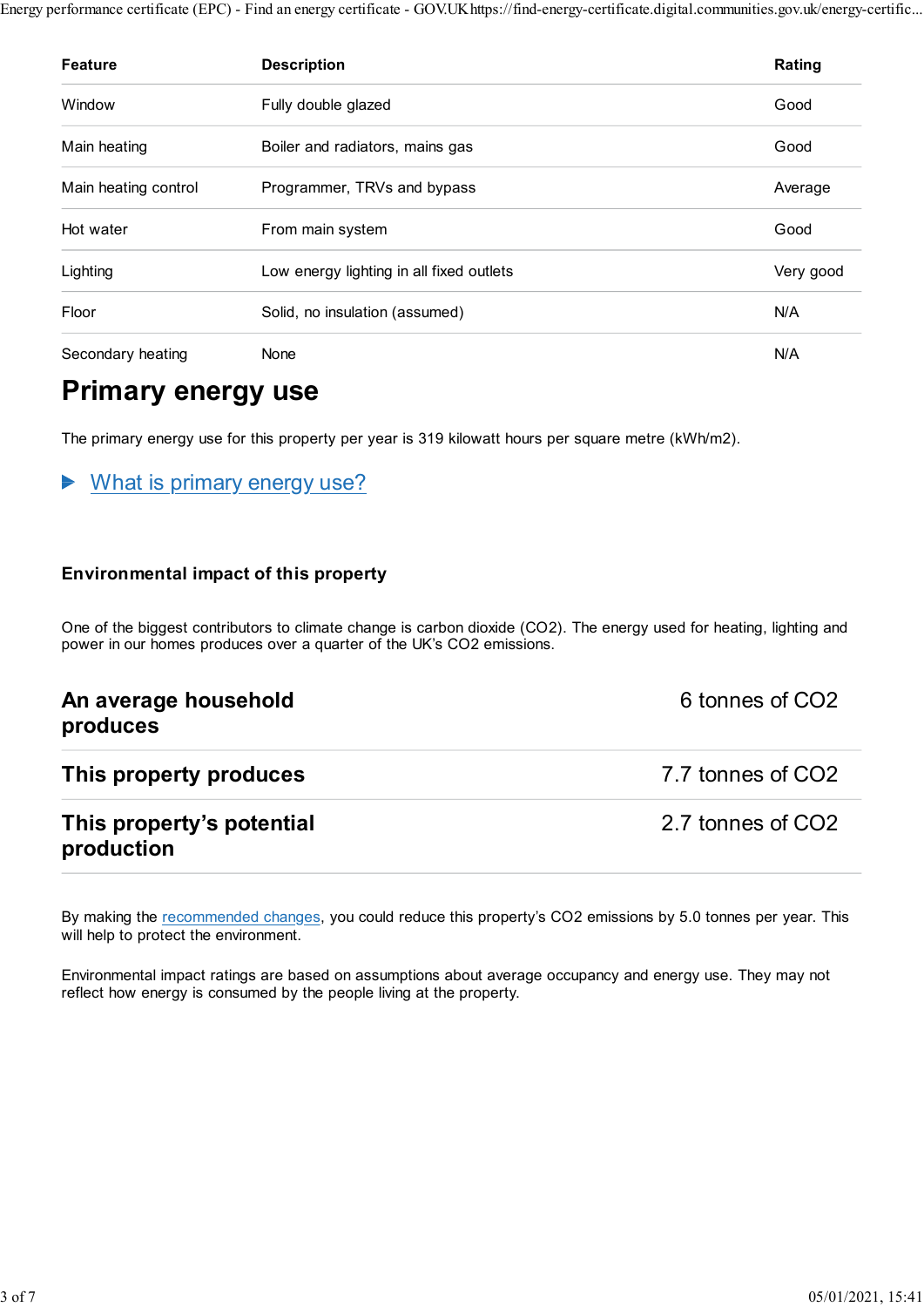| Feature | Description | Rating |
| --- | --- | --- |
| Window | Fully double glazed | Good |
| Main heating | Boiler and radiators, mains gas | Good |
| Main heating control | Programmer, TRVs and bypass | Average |
| Hot water | From main system | Good |
| Lighting | Low energy lighting in all fixed outlets | Very good |
| Floor | Solid, no insulation (assumed) | N/A |
| Secondary heating | None | N/A |

# Primary energy use

The primary energy use for this property per year is 319 kilowatt hours per square metre (kWh/m2).

▶ What is primary energy use?

### Environmental impact of this property

One of the biggest contributors to climate change is carbon dioxide ($CO_2$). The energy used for heating, lighting and power in our homes produces over a quarter of the UK's $CO_2$ emissions.

| | |
| --- | --- |
| **An average household produces** | 6 tonnes of $CO_2$ |
| **This property produces** | 7.7 tonnes of $CO_2$ |
| **This property's potential production** | 2.7 tonnes of $CO_2$ |

By making the recommended changes, you could reduce this property's $CO_2$ emissions by 5.0 tonnes per year. This will help to protect the environment.

Environmental impact ratings are based on assumptions about average occupancy and energy use. They may not reflect how energy is consumed by the people living at the property.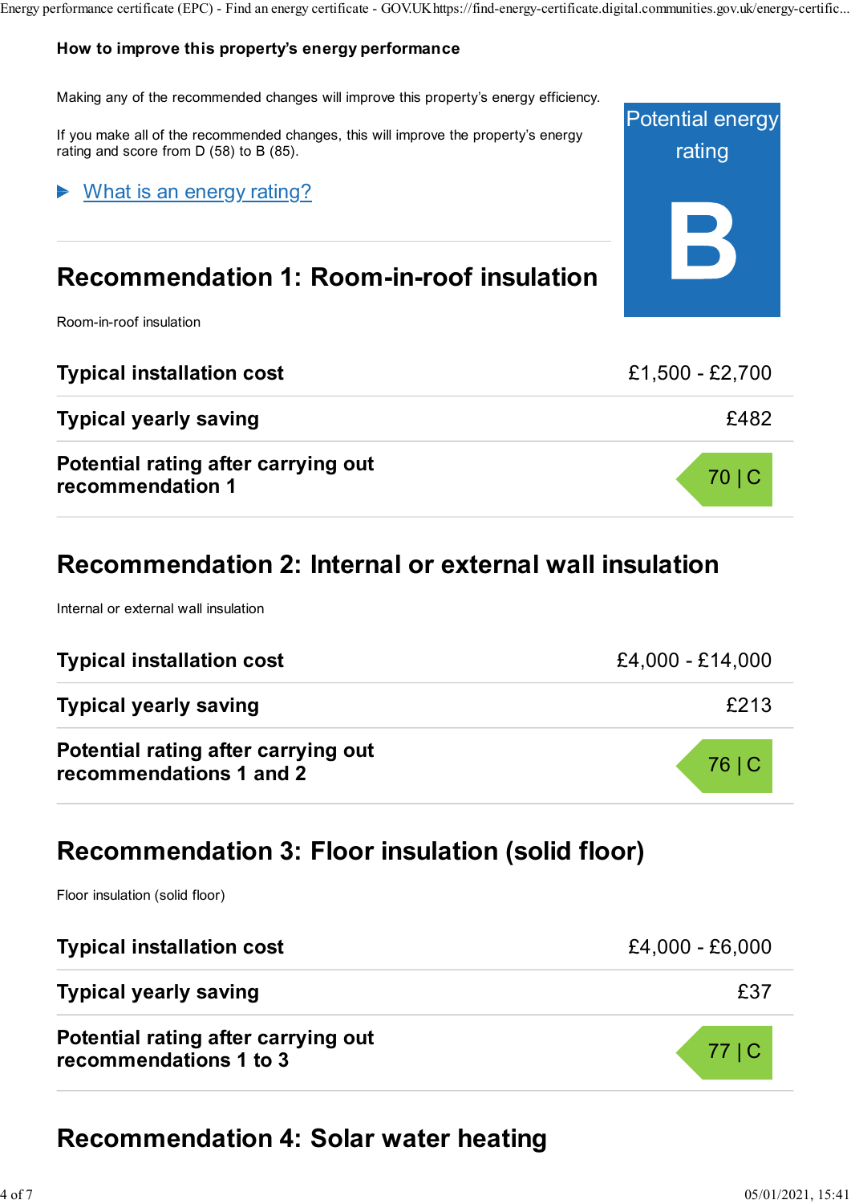### How to improve this property's energy performance

Making any of the recommended changes will improve this property's energy efficiency.

If you make all of the recommended changes, this will improve the property's energy rating and score from D (58) to B (85).

Potential energy rating

**B**

▶ What is an energy rating?

## Recommendation 1: Room-in-roof insulation

Room-in-roof insulation

| | |
|---|---|
| **Typical installation cost** | £1,500 - £2,700 |
| **Typical yearly saving** | £482 |
| **Potential rating after carrying out recommendation 1** | 70 \| C |

## Recommendation 2: Internal or external wall insulation

Internal or external wall insulation

| | |
|---|---|
| **Typical installation cost** | £4,000 - £14,000 |
| **Typical yearly saving** | £213 |
| **Potential rating after carrying out recommendations 1 and 2** | 76 \| C |

## Recommendation 3: Floor insulation (solid floor)

Floor insulation (solid floor)

| | |
|---|---|
| **Typical installation cost** | £4,000 - £6,000 |
| **Typical yearly saving** | £37 |
| **Potential rating after carrying out recommendations 1 to 3** | 77 \| C |

## Recommendation 4: Solar water heating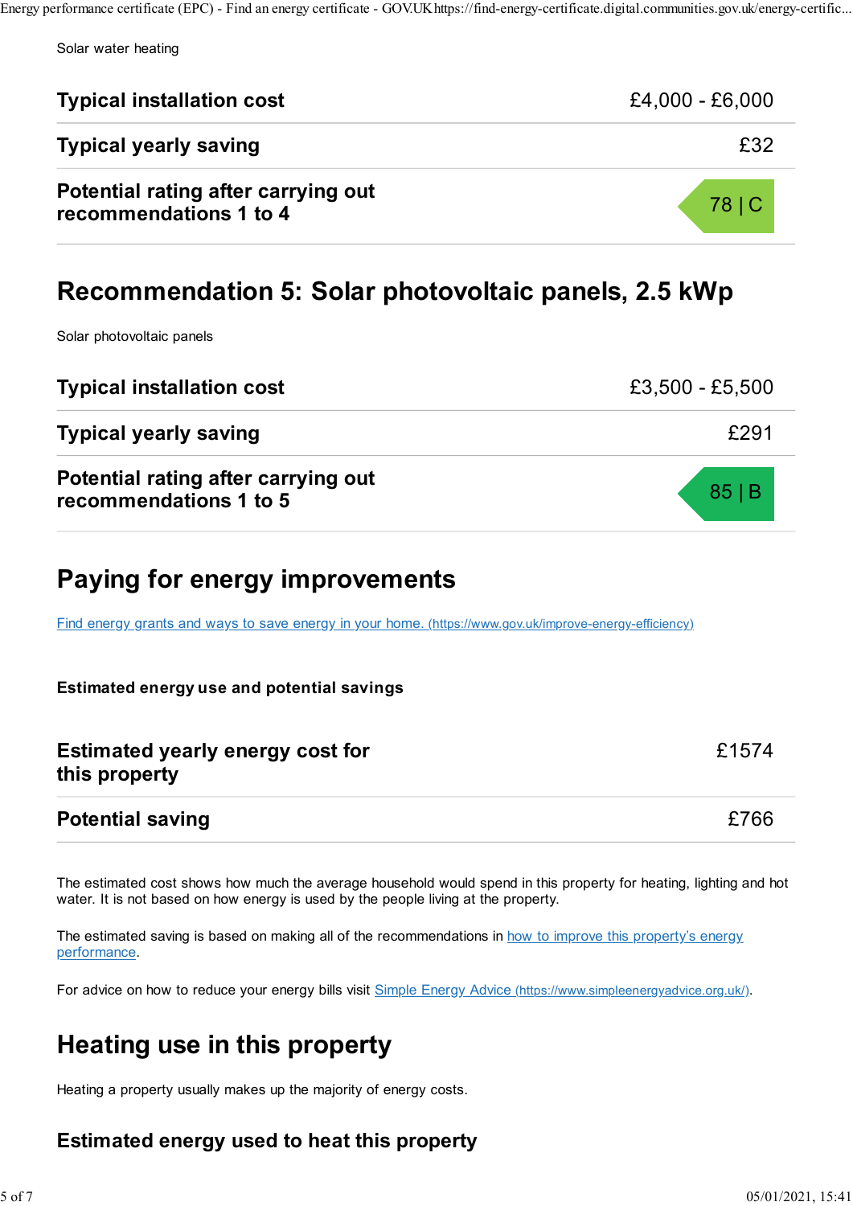Solar water heating

| | |
|---|---|
| **Typical installation cost** | £4,000 - £6,000 |
| **Typical yearly saving** | £32 |
| **Potential rating after carrying out recommendations 1 to 4** | 78 \| C |

## Recommendation 5: Solar photovoltaic panels, 2.5 kWp

Solar photovoltaic panels

| | |
|---|---|
| **Typical installation cost** | £3,500 - £5,500 |
| **Typical yearly saving** | £291 |
| **Potential rating after carrying out recommendations 1 to 5** | 85 \| B |

## Paying for energy improvements

[Find energy grants and ways to save energy in your home. (https://www.gov.uk/improve-energy-efficiency)](https://www.gov.uk/improve-energy-efficiency)

### Estimated energy use and potential savings

| | |
|---|---|
| **Estimated yearly energy cost for this property** | £1574 |
| **Potential saving** | £766 |

The estimated cost shows how much the average household would spend in this property for heating, lighting and hot water. It is not based on how energy is used by the people living at the property.

The estimated saving is based on making all of the recommendations in how to improve this property's energy performance.

For advice on how to reduce your energy bills visit [Simple Energy Advice (https://www.simpleenergyadvice.org.uk/)](https://www.simpleenergyadvice.org.uk/).

## Heating use in this property

Heating a property usually makes up the majority of energy costs.

### Estimated energy used to heat this property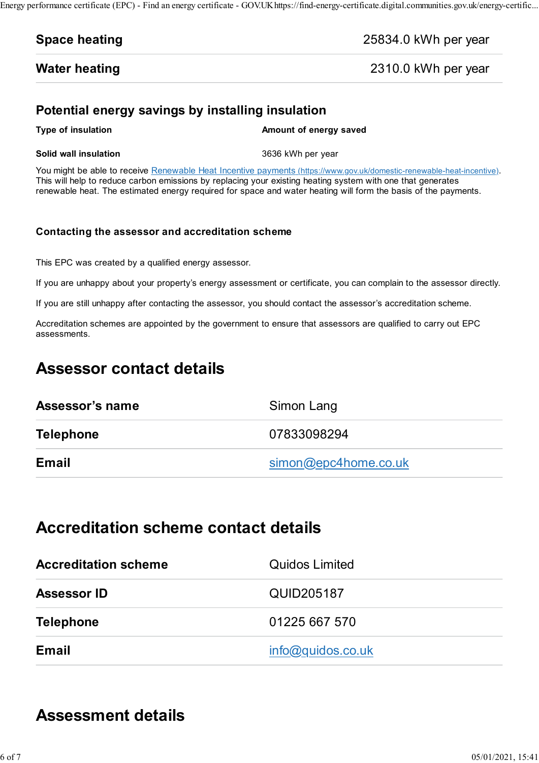| | |
|---|---|
| **Space heating** | 25834.0 kWh per year |
| **Water heating** | 2310.0 kWh per year |

### Potential energy savings by installing insulation

| Type of insulation | Amount of energy saved |
|---|---|
| Solid wall insulation | 3636 kWh per year |

You might be able to receive [Renewable Heat Incentive payments (https://www.gov.uk/domestic-renewable-heat-incentive)](https://www.gov.uk/domestic-renewable-heat-incentive). This will help to reduce carbon emissions by replacing your existing heating system with one that generates renewable heat. The estimated energy required for space and water heating will form the basis of the payments.

#### Contacting the assessor and accreditation scheme

This EPC was created by a qualified energy assessor.

If you are unhappy about your property's energy assessment or certificate, you can complain to the assessor directly.

If you are still unhappy after contacting the assessor, you should contact the assessor's accreditation scheme.

Accreditation schemes are appointed by the government to ensure that assessors are qualified to carry out EPC assessments.

## Assessor contact details

| | |
|---|---|
| **Assessor's name** | Simon Lang |
| **Telephone** | 07833098294 |
| **Email** | [simon@epc4home.co.uk](mailto:simon@epc4home.co.uk) |

## Accreditation scheme contact details

| | |
|---|---|
| **Accreditation scheme** | Quidos Limited |
| **Assessor ID** | QUID205187 |
| **Telephone** | 01225 667 570 |
| **Email** | [info@quidos.co.uk](mailto:info@quidos.co.uk) |

## Assessment details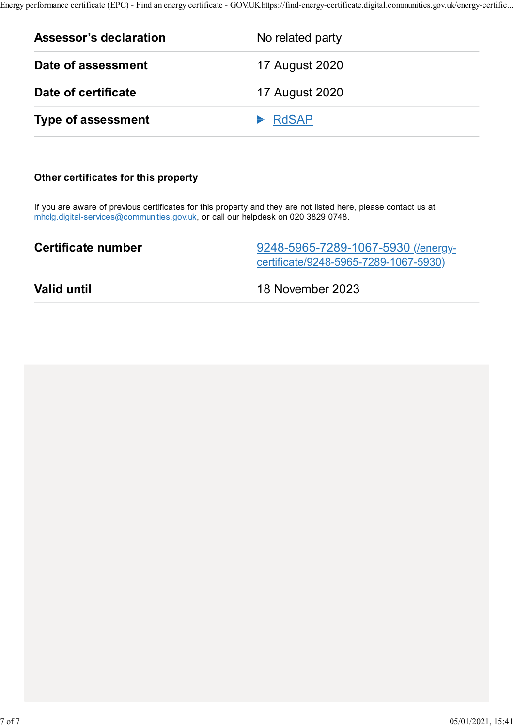| | |
|---|---|
| **Assessor's declaration** | No related party |
| **Date of assessment** | 17 August 2020 |
| **Date of certificate** | 17 August 2020 |
| **Type of assessment** | ▶ RdSAP |

### Other certificates for this property

If you are aware of previous certificates for this property and they are not listed here, please contact us at mhclg.digital-services@communities.gov.uk, or call our helpdesk on 020 3829 0748.

| | |
|---|---|
| **Certificate number** | 9248-5965-7289-1067-5930 (/energy-certificate/9248-5965-7289-1067-5930) |
| **Valid until** | 18 November 2023 |